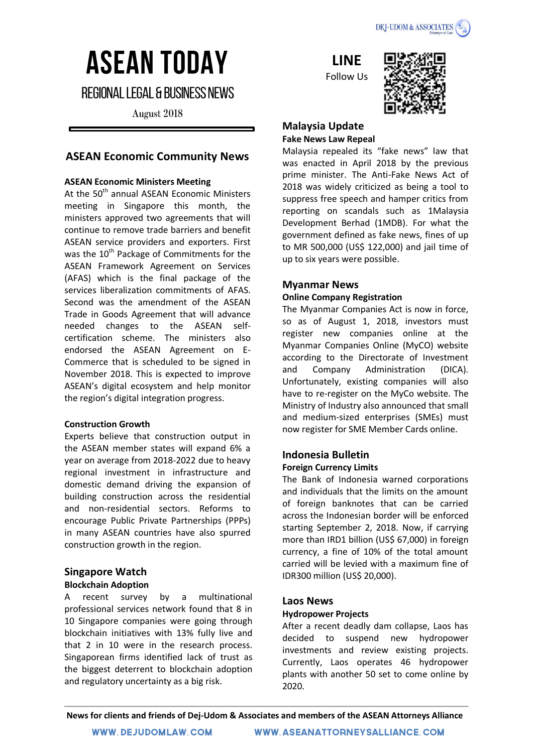# ASEAN TODAY

## REGIONAL LEGAL & BUSINESS NEWS

August 2018

**LINE**
Follow Us

## ASEAN Economic Community News

### ASEAN Economic Ministers Meeting

At the 50th annual ASEAN Economic Ministers meeting in Singapore this month, the ministers approved two agreements that will continue to remove trade barriers and benefit ASEAN service providers and exporters. First was the 10th Package of Commitments for the ASEAN Framework Agreement on Services (AFAS) which is the final package of the services liberalization commitments of AFAS. Second was the amendment of the ASEAN Trade in Goods Agreement that will advance needed changes to the ASEAN self-certification scheme. The ministers also endorsed the ASEAN Agreement on E-Commerce that is scheduled to be signed in November 2018. This is expected to improve ASEAN's digital ecosystem and help monitor the region's digital integration progress.

### Construction Growth

Experts believe that construction output in the ASEAN member states will expand 6% a year on average from 2018-2022 due to heavy regional investment in infrastructure and domestic demand driving the expansion of building construction across the residential and non-residential sectors. Reforms to encourage Public Private Partnerships (PPPs) in many ASEAN countries have also spurred construction growth in the region.

## Singapore Watch

### Blockchain Adoption

A recent survey by a multinational professional services network found that 8 in 10 Singapore companies were going through blockchain initiatives with 13% fully live and that 2 in 10 were in the research process. Singaporean firms identified lack of trust as the biggest deterrent to blockchain adoption and regulatory uncertainty as a big risk.

## Malaysia Update

### Fake News Law Repeal

Malaysia repealed its "fake news" law that was enacted in April 2018 by the previous prime minister. The Anti-Fake News Act of 2018 was widely criticized as being a tool to suppress free speech and hamper critics from reporting on scandals such as 1Malaysia Development Berhad (1MDB). For what the government defined as fake news, fines of up to MR 500,000 (US$ 122,000) and jail time of up to six years were possible.

## Myanmar News

### Online Company Registration

The Myanmar Companies Act is now in force, so as of August 1, 2018, investors must register new companies online at the Myanmar Companies Online (MyCO) website according to the Directorate of Investment and Company Administration (DICA). Unfortunately, existing companies will also have to re-register on the MyCo website. The Ministry of Industry also announced that small and medium-sized enterprises (SMEs) must now register for SME Member Cards online.

## Indonesia Bulletin

### Foreign Currency Limits

The Bank of Indonesia warned corporations and individuals that the limits on the amount of foreign banknotes that can be carried across the Indonesian border will be enforced starting September 2, 2018. Now, if carrying more than IRD1 billion (US$ 67,000) in foreign currency, a fine of 10% of the total amount carried will be levied with a maximum fine of IDR300 million (US$ 20,000).

## Laos News

### Hydropower Projects

After a recent deadly dam collapse, Laos has decided to suspend new hydropower investments and review existing projects. Currently, Laos operates 46 hydropower plants with another 50 set to come online by 2020.

**News for clients and friends of Dej-Udom & Associates and members of the ASEAN Attorneys Alliance**

WWW.DEJUDOMLAW.COM WWW.ASEANATTORNEYSALLIANCE.COM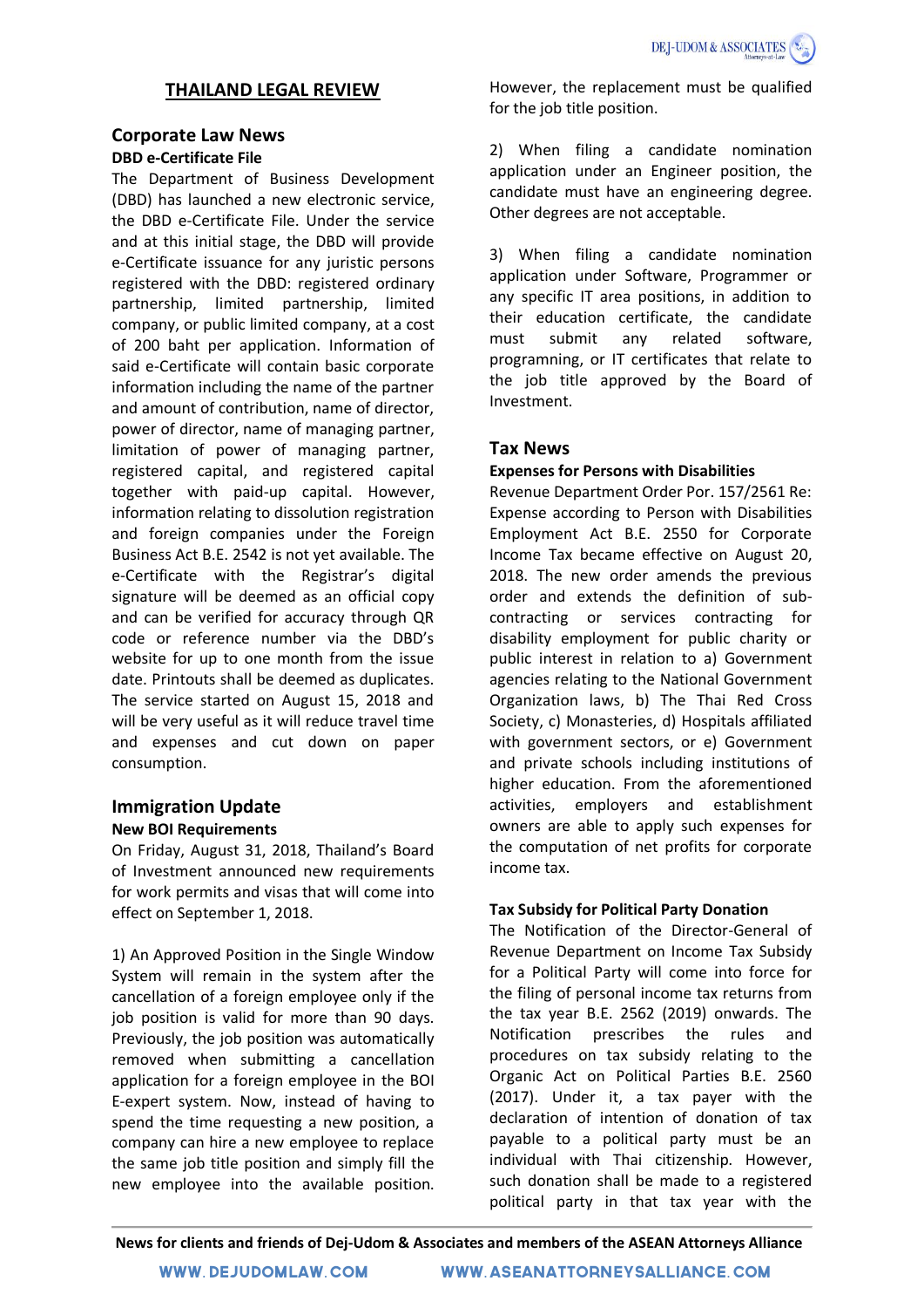# THAILAND LEGAL REVIEW

## Corporate Law News

### DBD e-Certificate File

The Department of Business Development (DBD) has launched a new electronic service, the DBD e-Certificate File. Under the service and at this initial stage, the DBD will provide e-Certificate issuance for any juristic persons registered with the DBD: registered ordinary partnership, limited partnership, limited company, or public limited company, at a cost of 200 baht per application. Information of said e-Certificate will contain basic corporate information including the name of the partner and amount of contribution, name of director, power of director, name of managing partner, limitation of power of managing partner, registered capital, and registered capital together with paid-up capital. However, information relating to dissolution registration and foreign companies under the Foreign Business Act B.E. 2542 is not yet available. The e-Certificate with the Registrar's digital signature will be deemed as an official copy and can be verified for accuracy through QR code or reference number via the DBD's website for up to one month from the issue date. Printouts shall be deemed as duplicates. The service started on August 15, 2018 and will be very useful as it will reduce travel time and expenses and cut down on paper consumption.

## Immigration Update

### New BOI Requirements

On Friday, August 31, 2018, Thailand's Board of Investment announced new requirements for work permits and visas that will come into effect on September 1, 2018.

1) An Approved Position in the Single Window System will remain in the system after the cancellation of a foreign employee only if the job position is valid for more than 90 days. Previously, the job position was automatically removed when submitting a cancellation application for a foreign employee in the BOI E-expert system. Now, instead of having to spend the time requesting a new position, a company can hire a new employee to replace the same job title position and simply fill the new employee into the available position. However, the replacement must be qualified for the job title position.

2) When filing a candidate nomination application under an Engineer position, the candidate must have an engineering degree. Other degrees are not acceptable.

3) When filing a candidate nomination application under Software, Programmer or any specific IT area positions, in addition to their education certificate, the candidate must submit any related software, programning, or IT certificates that relate to the job title approved by the Board of Investment.

## Tax News

### Expenses for Persons with Disabilities

Revenue Department Order Por. 157/2561 Re: Expense according to Person with Disabilities Employment Act B.E. 2550 for Corporate Income Tax became effective on August 20, 2018. The new order amends the previous order and extends the definition of sub-contracting or services contracting for disability employment for public charity or public interest in relation to a) Government agencies relating to the National Government Organization laws, b) The Thai Red Cross Society, c) Monasteries, d) Hospitals affiliated with government sectors, or e) Government and private schools including institutions of higher education. From the aforementioned activities, employers and establishment owners are able to apply such expenses for the computation of net profits for corporate income tax.

### Tax Subsidy for Political Party Donation

The Notification of the Director-General of Revenue Department on Income Tax Subsidy for a Political Party will come into force for the filing of personal income tax returns from the tax year B.E. 2562 (2019) onwards. The Notification prescribes the rules and procedures on tax subsidy relating to the Organic Act on Political Parties B.E. 2560 (2017). Under it, a tax payer with the declaration of intention of donation of tax payable to a political party must be an individual with Thai citizenship. However, such donation shall be made to a registered political party in that tax year with the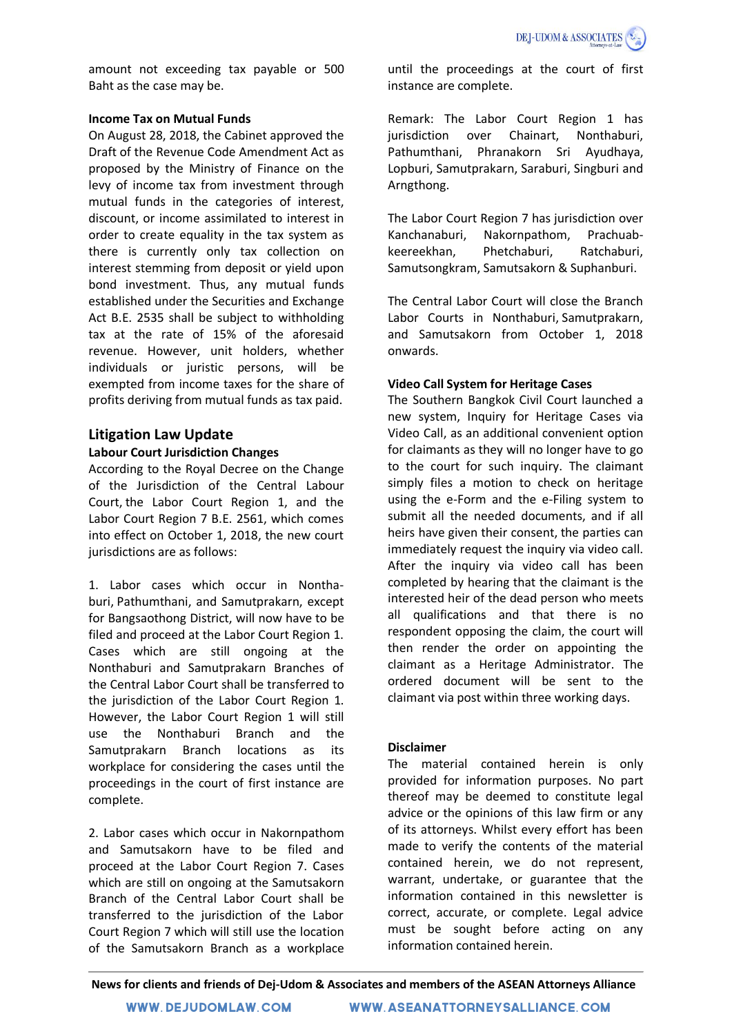amount not exceeding tax payable or 500 Baht as the case may be.

**Income Tax on Mutual Funds**

On August 28, 2018, the Cabinet approved the Draft of the Revenue Code Amendment Act as proposed by the Ministry of Finance on the levy of income tax from investment through mutual funds in the categories of interest, discount, or income assimilated to interest in order to create equality in the tax system as there is currently only tax collection on interest stemming from deposit or yield upon bond investment. Thus, any mutual funds established under the Securities and Exchange Act B.E. 2535 shall be subject to withholding tax at the rate of 15% of the aforesaid revenue. However, unit holders, whether individuals or juristic persons, will be exempted from income taxes for the share of profits deriving from mutual funds as tax paid.

## Litigation Law Update

**Labour Court Jurisdiction Changes**

According to the Royal Decree on the Change of the Jurisdiction of the Central Labour Court, the Labor Court Region 1, and the Labor Court Region 7 B.E. 2561, which comes into effect on October 1, 2018, the new court jurisdictions are as follows:

1. Labor cases which occur in Nonthaburi, Pathumthani, and Samutprakarn, except for Bangsaothong District, will now have to be filed and proceed at the Labor Court Region 1. Cases which are still ongoing at the Nonthaburi and Samutprakarn Branches of the Central Labor Court shall be transferred to the jurisdiction of the Labor Court Region 1. However, the Labor Court Region 1 will still use the Nonthaburi Branch and the Samutprakarn Branch locations as its workplace for considering the cases until the proceedings in the court of first instance are complete.

2. Labor cases which occur in Nakornpathom and Samutsakorn have to be filed and proceed at the Labor Court Region 7. Cases which are still on ongoing at the Samutsakorn Branch of the Central Labor Court shall be transferred to the jurisdiction of the Labor Court Region 7 which will still use the location of the Samutsakorn Branch as a workplace until the proceedings at the court of first instance are complete.

Remark: The Labor Court Region 1 has jurisdiction over Chainart, Nonthaburi, Pathumthani, Phranakorn Sri Ayudhaya, Lopburi, Samutprakarn, Saraburi, Singburi and Arngthong.

The Labor Court Region 7 has jurisdiction over Kanchanaburi, Nakornpathom, Prachuab-keereekhan, Phetchaburi, Ratchaburi, Samutsongkram, Samutsakorn & Suphanburi.

The Central Labor Court will close the Branch Labor Courts in Nonthaburi, Samutprakarn, and Samutsakorn from October 1, 2018 onwards.

**Video Call System for Heritage Cases**

The Southern Bangkok Civil Court launched a new system, Inquiry for Heritage Cases via Video Call, as an additional convenient option for claimants as they will no longer have to go to the court for such inquiry. The claimant simply files a motion to check on heritage using the e-Form and the e-Filing system to submit all the needed documents, and if all heirs have given their consent, the parties can immediately request the inquiry via video call. After the inquiry via video call has been completed by hearing that the claimant is the interested heir of the dead person who meets all qualifications and that there is no respondent opposing the claim, the court will then render the order on appointing the claimant as a Heritage Administrator. The ordered document will be sent to the claimant via post within three working days.

**Disclaimer**

The material contained herein is only provided for information purposes. No part thereof may be deemed to constitute legal advice or the opinions of this law firm or any of its attorneys. Whilst every effort has been made to verify the contents of the material contained herein, we do not represent, warrant, undertake, or guarantee that the information contained in this newsletter is correct, accurate, or complete. Legal advice must be sought before acting on any information contained herein.